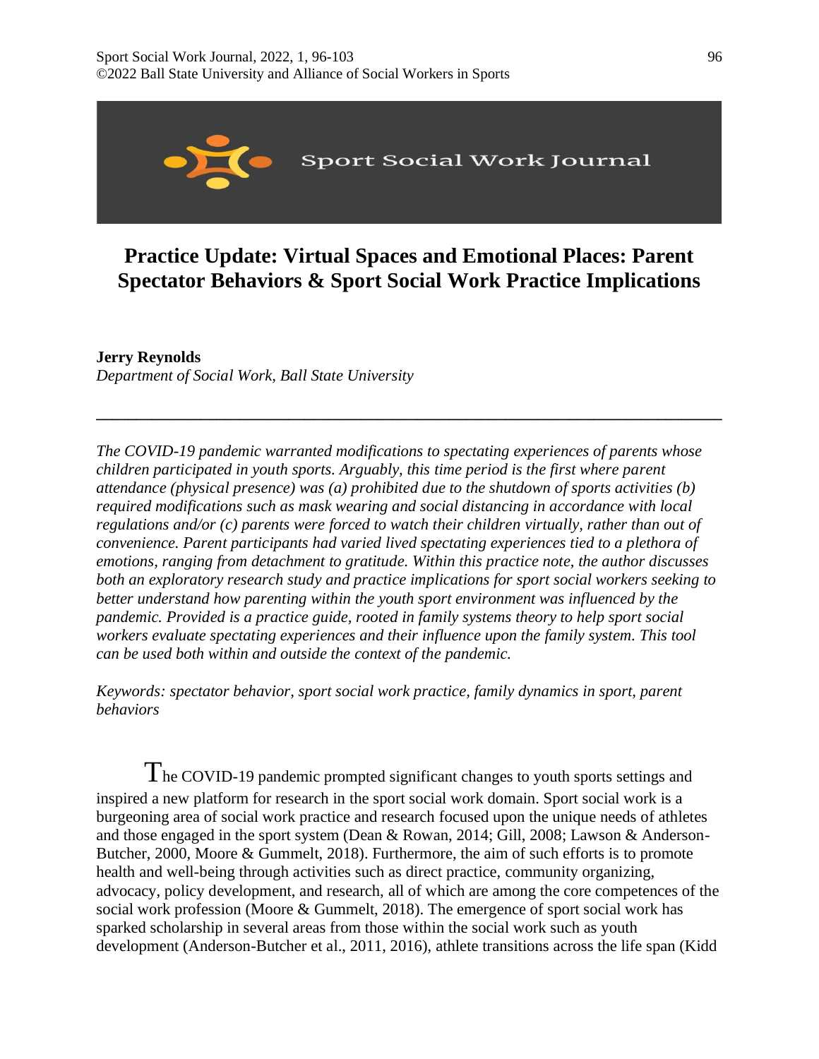# Practice Update: Virtual Spaces and Emotional Places: Parent Spectator Behaviors & Sport Social Work Practice Implications

**Jerry Reynolds**
*Department of Social Work, Ball State University*

---

*The COVID-19 pandemic warranted modifications to spectating experiences of parents whose children participated in youth sports. Arguably, this time period is the first where parent attendance (physical presence) was (a) prohibited due to the shutdown of sports activities (b) required modifications such as mask wearing and social distancing in accordance with local regulations and/or (c) parents were forced to watch their children virtually, rather than out of convenience. Parent participants had varied lived spectating experiences tied to a plethora of emotions, ranging from detachment to gratitude. Within this practice note, the author discusses both an exploratory research study and practice implications for sport social workers seeking to better understand how parenting within the youth sport environment was influenced by the pandemic. Provided is a practice guide, rooted in family systems theory to help sport social workers evaluate spectating experiences and their influence upon the family system. This tool can be used both within and outside the context of the pandemic.*

*Keywords: spectator behavior, sport social work practice, family dynamics in sport, parent behaviors*

The COVID-19 pandemic prompted significant changes to youth sports settings and inspired a new platform for research in the sport social work domain. Sport social work is a burgeoning area of social work practice and research focused upon the unique needs of athletes and those engaged in the sport system (Dean & Rowan, 2014; Gill, 2008; Lawson & Anderson-Butcher, 2000, Moore & Gummelt, 2018). Furthermore, the aim of such efforts is to promote health and well-being through activities such as direct practice, community organizing, advocacy, policy development, and research, all of which are among the core competences of the social work profession (Moore & Gummelt, 2018). The emergence of sport social work has sparked scholarship in several areas from those within the social work such as youth development (Anderson-Butcher et al., 2011, 2016), athlete transitions across the life span (Kidd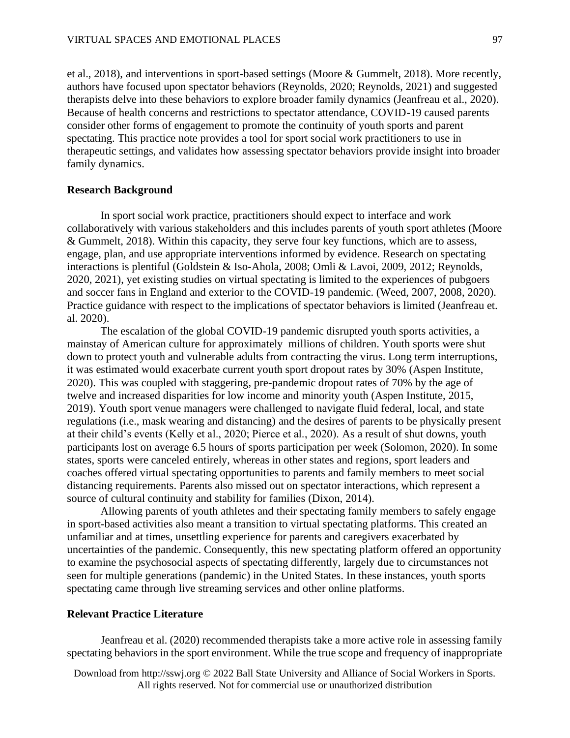et al., 2018), and interventions in sport-based settings (Moore & Gummelt, 2018). More recently, authors have focused upon spectator behaviors (Reynolds, 2020; Reynolds, 2021) and suggested therapists delve into these behaviors to explore broader family dynamics (Jeanfreau et al., 2020). Because of health concerns and restrictions to spectator attendance, COVID-19 caused parents consider other forms of engagement to promote the continuity of youth sports and parent spectating. This practice note provides a tool for sport social work practitioners to use in therapeutic settings, and validates how assessing spectator behaviors provide insight into broader family dynamics.

## Research Background

In sport social work practice, practitioners should expect to interface and work collaboratively with various stakeholders and this includes parents of youth sport athletes (Moore & Gummelt, 2018). Within this capacity, they serve four key functions, which are to assess, engage, plan, and use appropriate interventions informed by evidence. Research on spectating interactions is plentiful (Goldstein & Iso-Ahola, 2008; Omli & Lavoi, 2009, 2012; Reynolds, 2020, 2021), yet existing studies on virtual spectating is limited to the experiences of pubgoers and soccer fans in England and exterior to the COVID-19 pandemic. (Weed, 2007, 2008, 2020). Practice guidance with respect to the implications of spectator behaviors is limited (Jeanfreau et. al. 2020).

The escalation of the global COVID-19 pandemic disrupted youth sports activities, a mainstay of American culture for approximately  millions of children. Youth sports were shut down to protect youth and vulnerable adults from contracting the virus. Long term interruptions, it was estimated would exacerbate current youth sport dropout rates by 30% (Aspen Institute, 2020). This was coupled with staggering, pre-pandemic dropout rates of 70% by the age of twelve and increased disparities for low income and minority youth (Aspen Institute, 2015, 2019). Youth sport venue managers were challenged to navigate fluid federal, local, and state regulations (i.e., mask wearing and distancing) and the desires of parents to be physically present at their child's events (Kelly et al., 2020; Pierce et al., 2020). As a result of shut downs, youth participants lost on average 6.5 hours of sports participation per week (Solomon, 2020). In some states, sports were canceled entirely, whereas in other states and regions, sport leaders and coaches offered virtual spectating opportunities to parents and family members to meet social distancing requirements. Parents also missed out on spectator interactions, which represent a source of cultural continuity and stability for families (Dixon, 2014).

Allowing parents of youth athletes and their spectating family members to safely engage in sport-based activities also meant a transition to virtual spectating platforms. This created an unfamiliar and at times, unsettling experience for parents and caregivers exacerbated by uncertainties of the pandemic. Consequently, this new spectating platform offered an opportunity to examine the psychosocial aspects of spectating differently, largely due to circumstances not seen for multiple generations (pandemic) in the United States. In these instances, youth sports spectating came through live streaming services and other online platforms.

## Relevant Practice Literature

Jeanfreau et al. (2020) recommended therapists take a more active role in assessing family spectating behaviors in the sport environment. While the true scope and frequency of inappropriate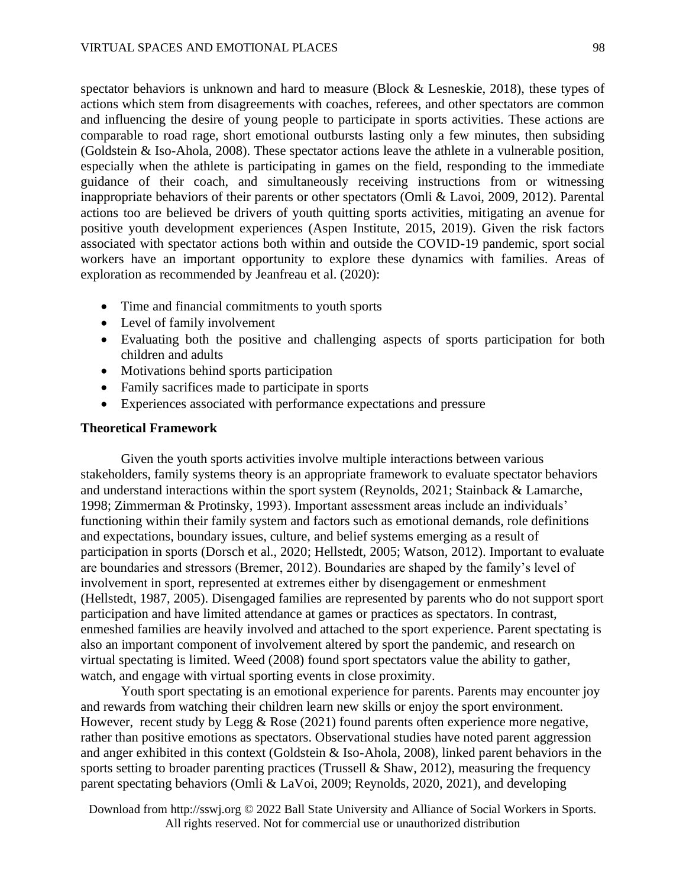spectator behaviors is unknown and hard to measure (Block & Lesneskie, 2018), these types of actions which stem from disagreements with coaches, referees, and other spectators are common and influencing the desire of young people to participate in sports activities. These actions are comparable to road rage, short emotional outbursts lasting only a few minutes, then subsiding (Goldstein & Iso-Ahola, 2008). These spectator actions leave the athlete in a vulnerable position, especially when the athlete is participating in games on the field, responding to the immediate guidance of their coach, and simultaneously receiving instructions from or witnessing inappropriate behaviors of their parents or other spectators (Omli & Lavoi, 2009, 2012). Parental actions too are believed be drivers of youth quitting sports activities, mitigating an avenue for positive youth development experiences (Aspen Institute, 2015, 2019). Given the risk factors associated with spectator actions both within and outside the COVID-19 pandemic, sport social workers have an important opportunity to explore these dynamics with families. Areas of exploration as recommended by Jeanfreau et al. (2020):

- Time and financial commitments to youth sports
- Level of family involvement
- Evaluating both the positive and challenging aspects of sports participation for both children and adults
- Motivations behind sports participation
- Family sacrifices made to participate in sports
- Experiences associated with performance expectations and pressure

**Theoretical Framework**

Given the youth sports activities involve multiple interactions between various stakeholders, family systems theory is an appropriate framework to evaluate spectator behaviors and understand interactions within the sport system (Reynolds, 2021; Stainback & Lamarche, 1998; Zimmerman & Protinsky, 1993). Important assessment areas include an individuals' functioning within their family system and factors such as emotional demands, role definitions and expectations, boundary issues, culture, and belief systems emerging as a result of participation in sports (Dorsch et al., 2020; Hellstedt, 2005; Watson, 2012). Important to evaluate are boundaries and stressors (Bremer, 2012). Boundaries are shaped by the family's level of involvement in sport, represented at extremes either by disengagement or enmeshment (Hellstedt, 1987, 2005). Disengaged families are represented by parents who do not support sport participation and have limited attendance at games or practices as spectators. In contrast, enmeshed families are heavily involved and attached to the sport experience. Parent spectating is also an important component of involvement altered by sport the pandemic, and research on virtual spectating is limited. Weed (2008) found sport spectators value the ability to gather, watch, and engage with virtual sporting events in close proximity.

Youth sport spectating is an emotional experience for parents. Parents may encounter joy and rewards from watching their children learn new skills or enjoy the sport environment. However, recent study by Legg & Rose (2021) found parents often experience more negative, rather than positive emotions as spectators. Observational studies have noted parent aggression and anger exhibited in this context (Goldstein & Iso-Ahola, 2008), linked parent behaviors in the sports setting to broader parenting practices (Trussell & Shaw, 2012), measuring the frequency parent spectating behaviors (Omli & LaVoi, 2009; Reynolds, 2020, 2021), and developing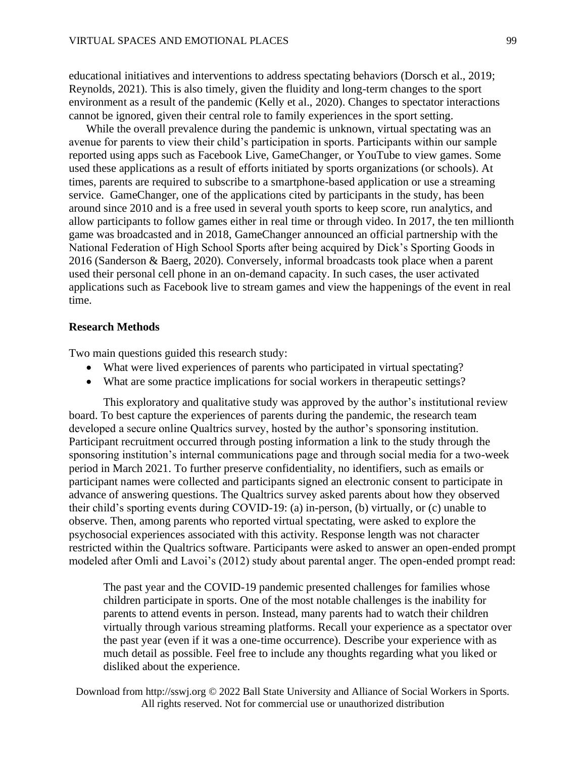educational initiatives and interventions to address spectating behaviors (Dorsch et al., 2019; Reynolds, 2021). This is also timely, given the fluidity and long-term changes to the sport environment as a result of the pandemic (Kelly et al., 2020). Changes to spectator interactions cannot be ignored, given their central role to family experiences in the sport setting.

While the overall prevalence during the pandemic is unknown, virtual spectating was an avenue for parents to view their child's participation in sports. Participants within our sample reported using apps such as Facebook Live, GameChanger, or YouTube to view games. Some used these applications as a result of efforts initiated by sports organizations (or schools). At times, parents are required to subscribe to a smartphone-based application or use a streaming service. GameChanger, one of the applications cited by participants in the study, has been around since 2010 and is a free used in several youth sports to keep score, run analytics, and allow participants to follow games either in real time or through video. In 2017, the ten millionth game was broadcasted and in 2018, GameChanger announced an official partnership with the National Federation of High School Sports after being acquired by Dick's Sporting Goods in 2016 (Sanderson & Baerg, 2020). Conversely, informal broadcasts took place when a parent used their personal cell phone in an on-demand capacity. In such cases, the user activated applications such as Facebook live to stream games and view the happenings of the event in real time.

**Research Methods**

Two main questions guided this research study:

- What were lived experiences of parents who participated in virtual spectating?
- What are some practice implications for social workers in therapeutic settings?

This exploratory and qualitative study was approved by the author's institutional review board. To best capture the experiences of parents during the pandemic, the research team developed a secure online Qualtrics survey, hosted by the author's sponsoring institution. Participant recruitment occurred through posting information a link to the study through the sponsoring institution's internal communications page and through social media for a two-week period in March 2021. To further preserve confidentiality, no identifiers, such as emails or participant names were collected and participants signed an electronic consent to participate in advance of answering questions. The Qualtrics survey asked parents about how they observed their child's sporting events during COVID-19: (a) in-person, (b) virtually, or (c) unable to observe. Then, among parents who reported virtual spectating, were asked to explore the psychosocial experiences associated with this activity. Response length was not character restricted within the Qualtrics software. Participants were asked to answer an open-ended prompt modeled after Omli and Lavoi's (2012) study about parental anger. The open-ended prompt read:

> The past year and the COVID-19 pandemic presented challenges for families whose children participate in sports. One of the most notable challenges is the inability for parents to attend events in person. Instead, many parents had to watch their children virtually through various streaming platforms. Recall your experience as a spectator over the past year (even if it was a one-time occurrence). Describe your experience with as much detail as possible. Feel free to include any thoughts regarding what you liked or disliked about the experience.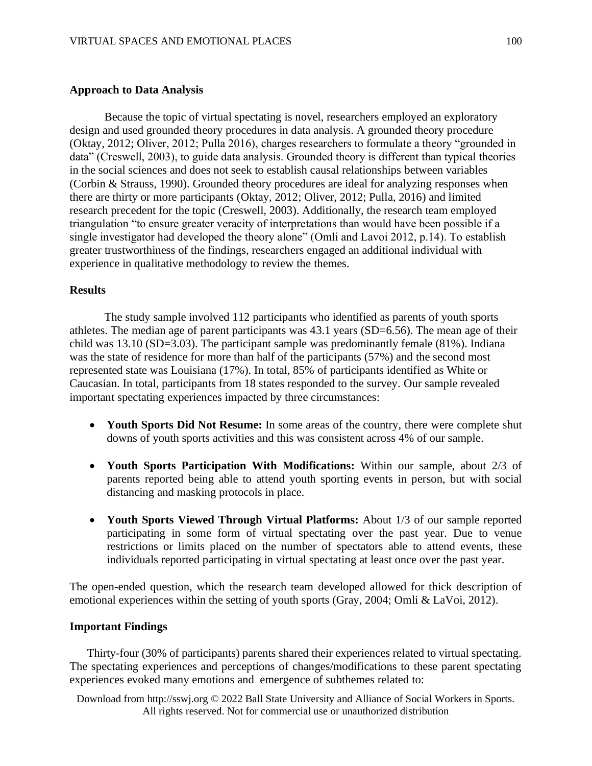**Approach to Data Analysis**

Because the topic of virtual spectating is novel, researchers employed an exploratory design and used grounded theory procedures in data analysis. A grounded theory procedure (Oktay, 2012; Oliver, 2012; Pulla 2016), charges researchers to formulate a theory "grounded in data" (Creswell, 2003), to guide data analysis. Grounded theory is different than typical theories in the social sciences and does not seek to establish causal relationships between variables (Corbin & Strauss, 1990). Grounded theory procedures are ideal for analyzing responses when there are thirty or more participants (Oktay, 2012; Oliver, 2012; Pulla, 2016) and limited research precedent for the topic (Creswell, 2003). Additionally, the research team employed triangulation "to ensure greater veracity of interpretations than would have been possible if a single investigator had developed the theory alone" (Omli and Lavoi 2012, p.14). To establish greater trustworthiness of the findings, researchers engaged an additional individual with experience in qualitative methodology to review the themes.

**Results**

The study sample involved 112 participants who identified as parents of youth sports athletes. The median age of parent participants was 43.1 years (SD=6.56). The mean age of their child was 13.10 (SD=3.03). The participant sample was predominantly female (81%). Indiana was the state of residence for more than half of the participants (57%) and the second most represented state was Louisiana (17%). In total, 85% of participants identified as White or Caucasian. In total, participants from 18 states responded to the survey. Our sample revealed important spectating experiences impacted by three circumstances:

- **Youth Sports Did Not Resume:** In some areas of the country, there were complete shut downs of youth sports activities and this was consistent across 4% of our sample.
- **Youth Sports Participation With Modifications:** Within our sample, about 2/3 of parents reported being able to attend youth sporting events in person, but with social distancing and masking protocols in place.
- **Youth Sports Viewed Through Virtual Platforms:** About 1/3 of our sample reported participating in some form of virtual spectating over the past year. Due to venue restrictions or limits placed on the number of spectators able to attend events, these individuals reported participating in virtual spectating at least once over the past year.

The open-ended question, which the research team developed allowed for thick description of emotional experiences within the setting of youth sports (Gray, 2004; Omli & LaVoi, 2012).

**Important Findings**

Thirty-four (30% of participants) parents shared their experiences related to virtual spectating. The spectating experiences and perceptions of changes/modifications to these parent spectating experiences evoked many emotions and emergence of subthemes related to: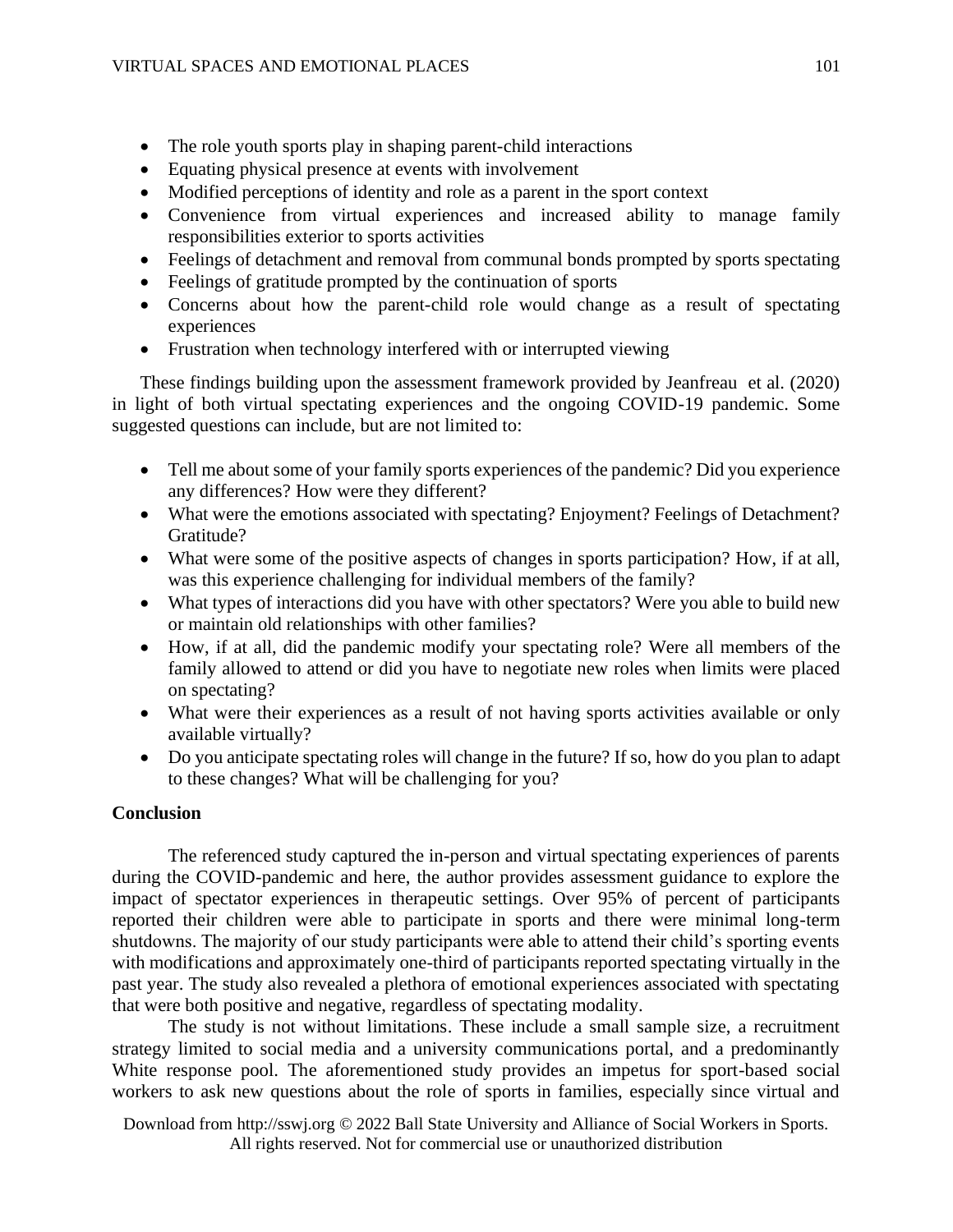- The role youth sports play in shaping parent-child interactions
- Equating physical presence at events with involvement
- Modified perceptions of identity and role as a parent in the sport context
- Convenience from virtual experiences and increased ability to manage family responsibilities exterior to sports activities
- Feelings of detachment and removal from communal bonds prompted by sports spectating
- Feelings of gratitude prompted by the continuation of sports
- Concerns about how the parent-child role would change as a result of spectating experiences
- Frustration when technology interfered with or interrupted viewing

These findings building upon the assessment framework provided by Jeanfreau et al. (2020) in light of both virtual spectating experiences and the ongoing COVID-19 pandemic. Some suggested questions can include, but are not limited to:

- Tell me about some of your family sports experiences of the pandemic? Did you experience any differences? How were they different?
- What were the emotions associated with spectating? Enjoyment? Feelings of Detachment? Gratitude?
- What were some of the positive aspects of changes in sports participation? How, if at all, was this experience challenging for individual members of the family?
- What types of interactions did you have with other spectators? Were you able to build new or maintain old relationships with other families?
- How, if at all, did the pandemic modify your spectating role? Were all members of the family allowed to attend or did you have to negotiate new roles when limits were placed on spectating?
- What were their experiences as a result of not having sports activities available or only available virtually?
- Do you anticipate spectating roles will change in the future? If so, how do you plan to adapt to these changes? What will be challenging for you?

**Conclusion**

The referenced study captured the in-person and virtual spectating experiences of parents during the COVID-pandemic and here, the author provides assessment guidance to explore the impact of spectator experiences in therapeutic settings. Over 95% of percent of participants reported their children were able to participate in sports and there were minimal long-term shutdowns. The majority of our study participants were able to attend their child's sporting events with modifications and approximately one-third of participants reported spectating virtually in the past year. The study also revealed a plethora of emotional experiences associated with spectating that were both positive and negative, regardless of spectating modality.

The study is not without limitations. These include a small sample size, a recruitment strategy limited to social media and a university communications portal, and a predominantly White response pool. The aforementioned study provides an impetus for sport-based social workers to ask new questions about the role of sports in families, especially since virtual and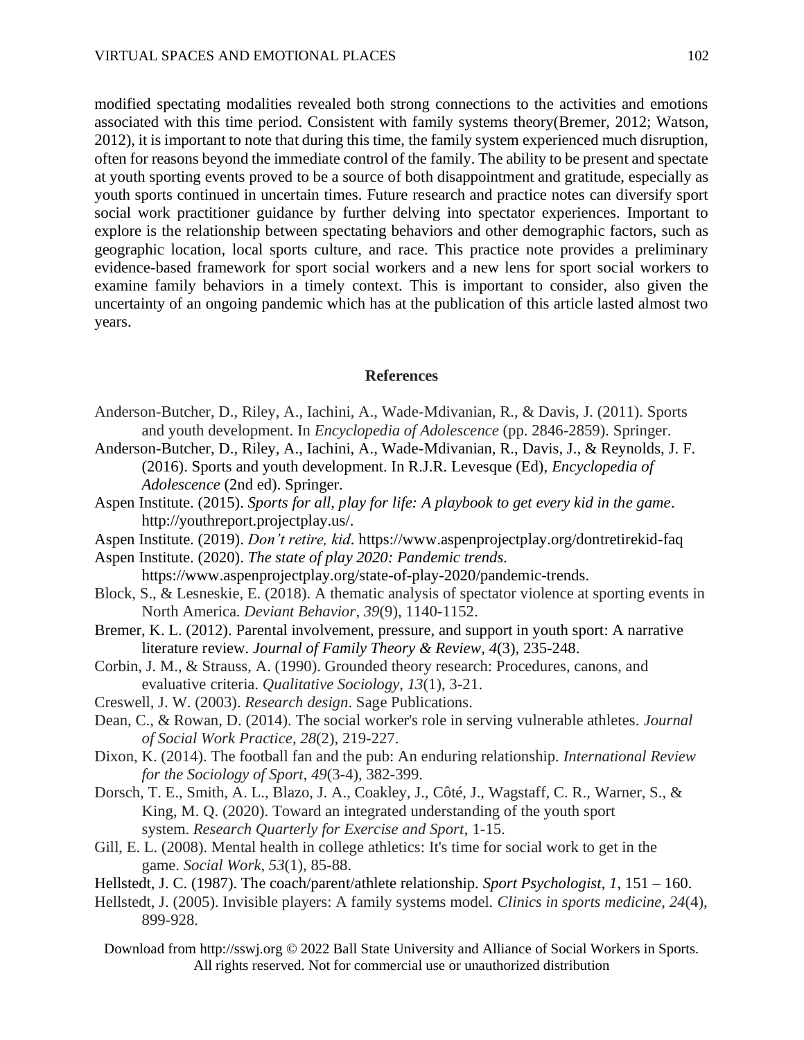modified spectating modalities revealed both strong connections to the activities and emotions associated with this time period. Consistent with family systems theory(Bremer, 2012; Watson, 2012), it is important to note that during this time, the family system experienced much disruption, often for reasons beyond the immediate control of the family. The ability to be present and spectate at youth sporting events proved to be a source of both disappointment and gratitude, especially as youth sports continued in uncertain times. Future research and practice notes can diversify sport social work practitioner guidance by further delving into spectator experiences. Important to explore is the relationship between spectating behaviors and other demographic factors, such as geographic location, local sports culture, and race. This practice note provides a preliminary evidence-based framework for sport social workers and a new lens for sport social workers to examine family behaviors in a timely context. This is important to consider, also given the uncertainty of an ongoing pandemic which has at the publication of this article lasted almost two years.

## References

Anderson-Butcher, D., Riley, A., Iachini, A., Wade-Mdivanian, R., & Davis, J. (2011). Sports and youth development. In *Encyclopedia of Adolescence* (pp. 2846-2859). Springer.

Anderson-Butcher, D., Riley, A., Iachini, A., Wade-Mdivanian, R., Davis, J., & Reynolds, J. F. (2016). Sports and youth development. In R.J.R. Levesque (Ed), *Encyclopedia of Adolescence* (2nd ed). Springer.

Aspen Institute. (2015). *Sports for all, play for life: A playbook to get every kid in the game*. http://youthreport.projectplay.us/.

Aspen Institute. (2019). *Don't retire, kid*. https://www.aspenprojectplay.org/dontretirekid-faq

Aspen Institute. (2020). *The state of play 2020: Pandemic trends.* https://www.aspenprojectplay.org/state-of-play-2020/pandemic-trends.

Block, S., & Lesneskie, E. (2018). A thematic analysis of spectator violence at sporting events in North America. *Deviant Behavior*, *39*(9), 1140-1152.

Bremer, K. L. (2012). Parental involvement, pressure, and support in youth sport: A narrative literature review. *Journal of Family Theory & Review*, *4*(3), 235-248.

Corbin, J. M., & Strauss, A. (1990). Grounded theory research: Procedures, canons, and evaluative criteria. *Qualitative Sociology*, *13*(1), 3-21.

Creswell, J. W. (2003). *Research design*. Sage Publications.

Dean, C., & Rowan, D. (2014). The social worker's role in serving vulnerable athletes. *Journal of Social Work Practice*, *28*(2), 219-227.

Dixon, K. (2014). The football fan and the pub: An enduring relationship. *International Review for the Sociology of Sport*, *49*(3-4), 382-399.

Dorsch, T. E., Smith, A. L., Blazo, J. A., Coakley, J., Côté, J., Wagstaff, C. R., Warner, S., & King, M. Q. (2020). Toward an integrated understanding of the youth sport system. *Research Quarterly for Exercise and Sport*, 1-15.

Gill, E. L. (2008). Mental health in college athletics: It's time for social work to get in the game. *Social Work*, *53*(1), 85-88.

Hellstedt, J. C. (1987). The coach/parent/athlete relationship. *Sport Psychologist*, *1*, 151 – 160.

Hellstedt, J. (2005). Invisible players: A family systems model. *Clinics in sports medicine*, *24*(4), 899-928.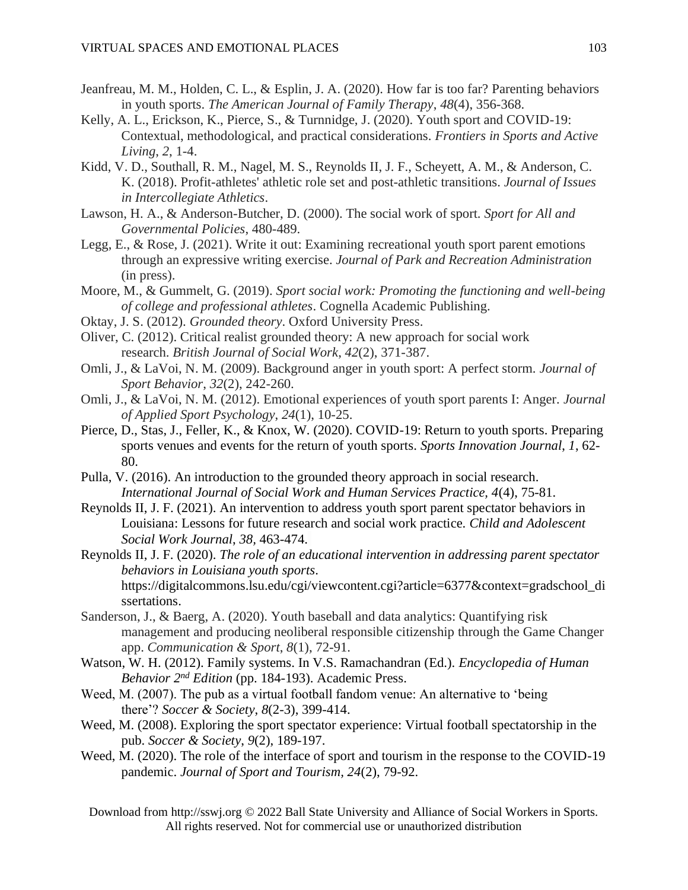Jeanfreau, M. M., Holden, C. L., & Esplin, J. A. (2020). How far is too far? Parenting behaviors in youth sports. *The American Journal of Family Therapy*, *48*(4), 356-368.

Kelly, A. L., Erickson, K., Pierce, S., & Turnnidge, J. (2020). Youth sport and COVID-19: Contextual, methodological, and practical considerations. *Frontiers in Sports and Active Living*, *2*, 1-4.

Kidd, V. D., Southall, R. M., Nagel, M. S., Reynolds II, J. F., Scheyett, A. M., & Anderson, C. K. (2018). Profit-athletes' athletic role set and post-athletic transitions. *Journal of Issues in Intercollegiate Athletics*.

Lawson, H. A., & Anderson-Butcher, D. (2000). The social work of sport. *Sport for All and Governmental Policies*, 480-489.

Legg, E., & Rose, J. (2021). Write it out: Examining recreational youth sport parent emotions through an expressive writing exercise. *Journal of Park and Recreation Administration* (in press).

Moore, M., & Gummelt, G. (2019). *Sport social work: Promoting the functioning and well-being of college and professional athletes*. Cognella Academic Publishing.

Oktay, J. S. (2012). *Grounded theory*. Oxford University Press.

Oliver, C. (2012). Critical realist grounded theory: A new approach for social work research. *British Journal of Social Work*, *42*(2), 371-387.

Omli, J., & LaVoi, N. M. (2009). Background anger in youth sport: A perfect storm. *Journal of Sport Behavior*, *32*(2), 242-260.

Omli, J., & LaVoi, N. M. (2012). Emotional experiences of youth sport parents I: Anger. *Journal of Applied Sport Psychology*, *24*(1), 10-25.

Pierce, D., Stas, J., Feller, K., & Knox, W. (2020). COVID-19: Return to youth sports. Preparing sports venues and events for the return of youth sports. *Sports Innovation Journal*, *1*, 62-80.

Pulla, V. (2016). An introduction to the grounded theory approach in social research. *International Journal of Social Work and Human Services Practice, 4*(4), 75-81.

Reynolds II, J. F. (2021). An intervention to address youth sport parent spectator behaviors in Louisiana: Lessons for future research and social work practice. *Child and Adolescent Social Work Journal*, *38,* 463-474.

Reynolds II, J. F. (2020). *The role of an educational intervention in addressing parent spectator behaviors in Louisiana youth sports*. https://digitalcommons.lsu.edu/cgi/viewcontent.cgi?article=6377&context=gradschool_dissertations.

Sanderson, J., & Baerg, A. (2020). Youth baseball and data analytics: Quantifying risk management and producing neoliberal responsible citizenship through the Game Changer app. *Communication & Sport*, *8*(1), 72-91.

Watson, W. H. (2012). Family systems. In V.S. Ramachandran (Ed.). *Encyclopedia of Human Behavior 2nd Edition* (pp. 184-193). Academic Press.

Weed, M. (2007). The pub as a virtual football fandom venue: An alternative to 'being there'? *Soccer & Society*, *8*(2-3), 399-414.

Weed, M. (2008). Exploring the sport spectator experience: Virtual football spectatorship in the pub. *Soccer & Society*, *9*(2), 189-197.

Weed, M. (2020). The role of the interface of sport and tourism in the response to the COVID-19 pandemic. *Journal of Sport and Tourism, 24*(2), 79-92.

Download from http://sswj.org © 2022 Ball State University and Alliance of Social Workers in Sports. All rights reserved. Not for commercial use or unauthorized distribution